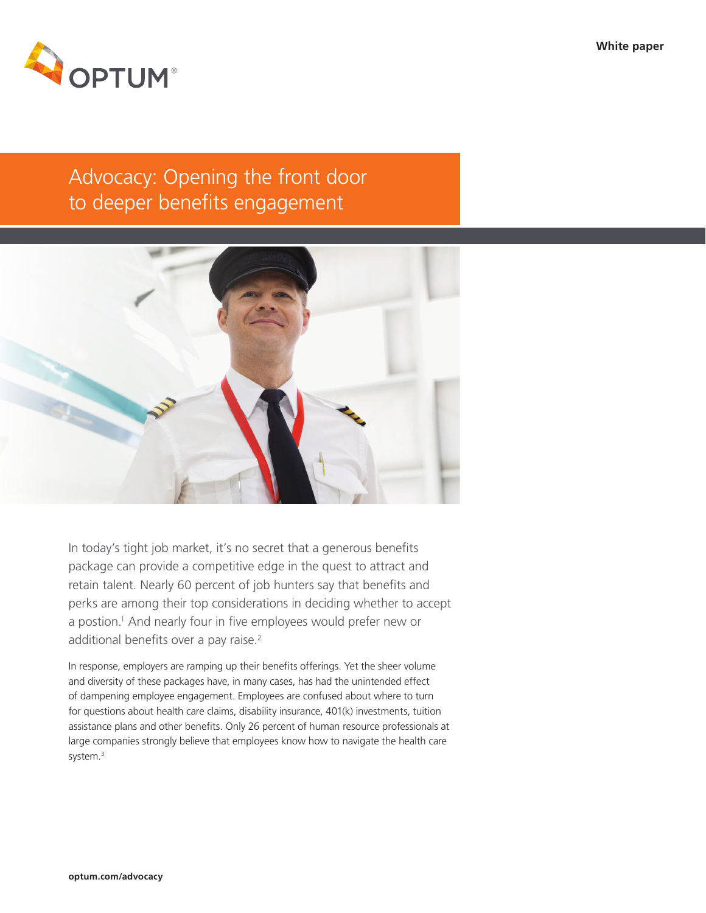White paper

# Advocacy: Opening the front door to deeper benefits engagement

In today's tight job market, it's no secret that a generous benefits package can provide a competitive edge in the quest to attract and retain talent. Nearly 60 percent of job hunters say that benefits and perks are among their top considerations in deciding whether to accept a postion.[1] And nearly four in five employees would prefer new or additional benefits over a pay raise.[2]

In response, employers are ramping up their benefits offerings. Yet the sheer volume and diversity of these packages have, in many cases, has had the unintended effect of dampening employee engagement. Employees are confused about where to turn for questions about health care claims, disability insurance, 401(k) investments, tuition assistance plans and other benefits. Only 26 percent of human resource professionals at large companies strongly believe that employees know how to navigate the health care system.[3]

optum.com/advocacy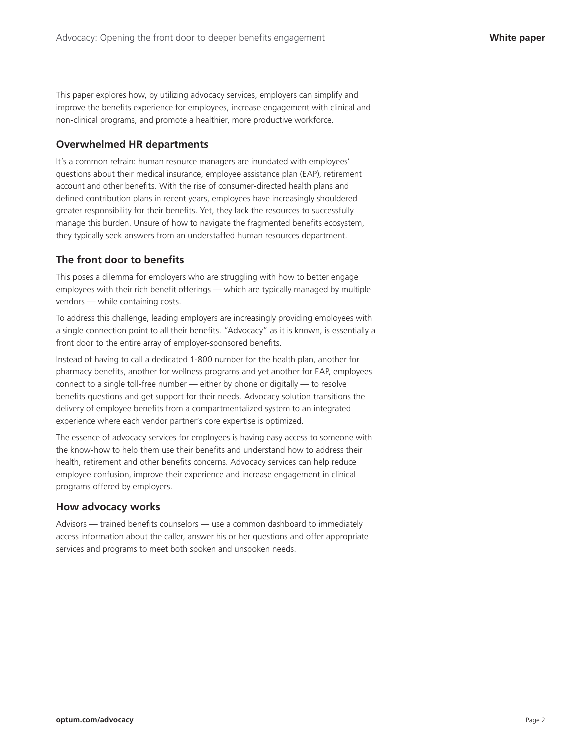This paper explores how, by utilizing advocacy services, employers can simplify and improve the benefits experience for employees, increase engagement with clinical and non-clinical programs, and promote a healthier, more productive workforce.

## Overwhelmed HR departments

It's a common refrain: human resource managers are inundated with employees' questions about their medical insurance, employee assistance plan (EAP), retirement account and other benefits. With the rise of consumer-directed health plans and defined contribution plans in recent years, employees have increasingly shouldered greater responsibility for their benefits. Yet, they lack the resources to successfully manage this burden. Unsure of how to navigate the fragmented benefits ecosystem, they typically seek answers from an understaffed human resources department.

## The front door to benefits

This poses a dilemma for employers who are struggling with how to better engage employees with their rich benefit offerings — which are typically managed by multiple vendors — while containing costs.

To address this challenge, leading employers are increasingly providing employees with a single connection point to all their benefits. "Advocacy" as it is known, is essentially a front door to the entire array of employer-sponsored benefits.

Instead of having to call a dedicated 1-800 number for the health plan, another for pharmacy benefits, another for wellness programs and yet another for EAP, employees connect to a single toll-free number — either by phone or digitally — to resolve benefits questions and get support for their needs. Advocacy solution transitions the delivery of employee benefits from a compartmentalized system to an integrated experience where each vendor partner's core expertise is optimized.

The essence of advocacy services for employees is having easy access to someone with the know-how to help them use their benefits and understand how to address their health, retirement and other benefits concerns. Advocacy services can help reduce employee confusion, improve their experience and increase engagement in clinical programs offered by employers.

## How advocacy works

Advisors — trained benefits counselors — use a common dashboard to immediately access information about the caller, answer his or her questions and offer appropriate services and programs to meet both spoken and unspoken needs.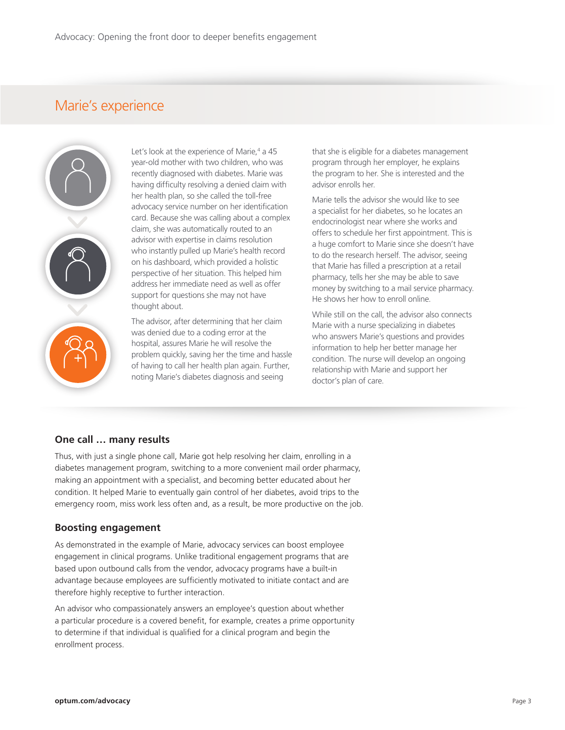## Marie's experience

Let's look at the experience of Marie,[4] a 45 year-old mother with two children, who was recently diagnosed with diabetes. Marie was having difficulty resolving a denied claim with her health plan, so she called the toll-free advocacy service number on her identification card. Because she was calling about a complex claim, she was automatically routed to an advisor with expertise in claims resolution who instantly pulled up Marie's health record on his dashboard, which provided a holistic perspective of her situation. This helped him address her immediate need as well as offer support for questions she may not have thought about.

The advisor, after determining that her claim was denied due to a coding error at the hospital, assures Marie he will resolve the problem quickly, saving her the time and hassle of having to call her health plan again. Further, noting Marie's diabetes diagnosis and seeing that she is eligible for a diabetes management program through her employer, he explains the program to her. She is interested and the advisor enrolls her.

Marie tells the advisor she would like to see a specialist for her diabetes, so he locates an endocrinologist near where she works and offers to schedule her first appointment. This is a huge comfort to Marie since she doesn't have to do the research herself. The advisor, seeing that Marie has filled a prescription at a retail pharmacy, tells her she may be able to save money by switching to a mail service pharmacy. He shows her how to enroll online.

While still on the call, the advisor also connects Marie with a nurse specializing in diabetes who answers Marie's questions and provides information to help her better manage her condition. The nurse will develop an ongoing relationship with Marie and support her doctor's plan of care.

### One call … many results

Thus, with just a single phone call, Marie got help resolving her claim, enrolling in a diabetes management program, switching to a more convenient mail order pharmacy, making an appointment with a specialist, and becoming better educated about her condition. It helped Marie to eventually gain control of her diabetes, avoid trips to the emergency room, miss work less often and, as a result, be more productive on the job.

### Boosting engagement

As demonstrated in the example of Marie, advocacy services can boost employee engagement in clinical programs. Unlike traditional engagement programs that are based upon outbound calls from the vendor, advocacy programs have a built-in advantage because employees are sufficiently motivated to initiate contact and are therefore highly receptive to further interaction.

An advisor who compassionately answers an employee's question about whether a particular procedure is a covered benefit, for example, creates a prime opportunity to determine if that individual is qualified for a clinical program and begin the enrollment process.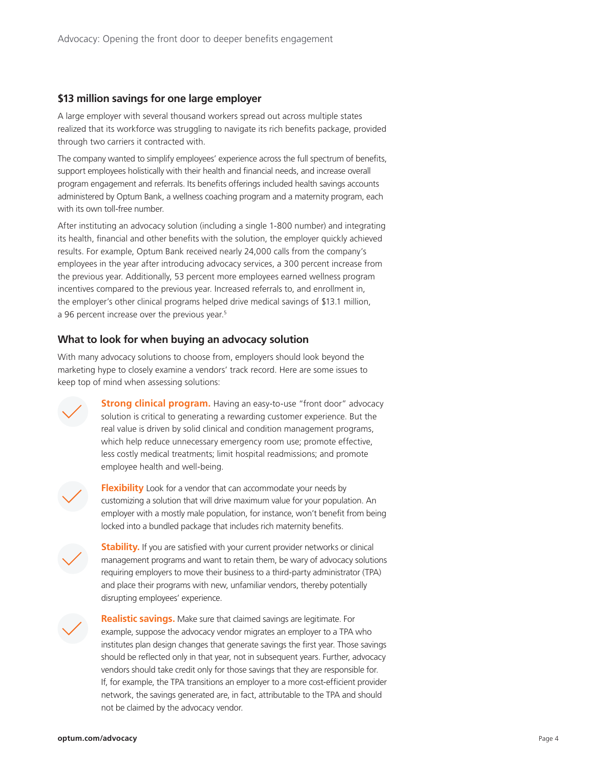## $13 million savings for one large employer

A large employer with several thousand workers spread out across multiple states realized that its workforce was struggling to navigate its rich benefits package, provided through two carriers it contracted with.

The company wanted to simplify employees' experience across the full spectrum of benefits, support employees holistically with their health and financial needs, and increase overall program engagement and referrals. Its benefits offerings included health savings accounts administered by Optum Bank, a wellness coaching program and a maternity program, each with its own toll-free number.

After instituting an advocacy solution (including a single 1-800 number) and integrating its health, financial and other benefits with the solution, the employer quickly achieved results. For example, Optum Bank received nearly 24,000 calls from the company's employees in the year after introducing advocacy services, a 300 percent increase from the previous year. Additionally, 53 percent more employees earned wellness program incentives compared to the previous year. Increased referrals to, and enrollment in, the employer's other clinical programs helped drive medical savings of $13.1 million, a 96 percent increase over the previous year.[5]

## What to look for when buying an advocacy solution

With many advocacy solutions to choose from, employers should look beyond the marketing hype to closely examine a vendors' track record. Here are some issues to keep top of mind when assessing solutions:

- **Strong clinical program.** Having an easy-to-use "front door" advocacy solution is critical to generating a rewarding customer experience. But the real value is driven by solid clinical and condition management programs, which help reduce unnecessary emergency room use; promote effective, less costly medical treatments; limit hospital readmissions; and promote employee health and well-being.

- **Flexibility** Look for a vendor that can accommodate your needs by customizing a solution that will drive maximum value for your population. An employer with a mostly male population, for instance, won't benefit from being locked into a bundled package that includes rich maternity benefits.

- **Stability.** If you are satisfied with your current provider networks or clinical management programs and want to retain them, be wary of advocacy solutions requiring employers to move their business to a third-party administrator (TPA) and place their programs with new, unfamiliar vendors, thereby potentially disrupting employees' experience.

- **Realistic savings.** Make sure that claimed savings are legitimate. For example, suppose the advocacy vendor migrates an employer to a TPA who institutes plan design changes that generate savings the first year. Those savings should be reflected only in that year, not in subsequent years. Further, advocacy vendors should take credit only for those savings that they are responsible for. If, for example, the TPA transitions an employer to a more cost-efficient provider network, the savings generated are, in fact, attributable to the TPA and should not be claimed by the advocacy vendor.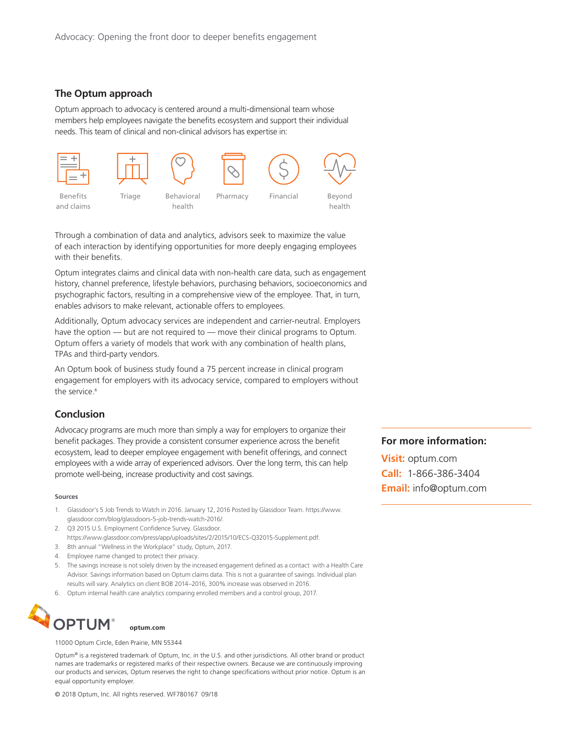## The Optum approach

Optum approach to advocacy is centered around a multi-dimensional team whose members help employees navigate the benefits ecosystem and support their individual needs. This team of clinical and non-clinical advisors has expertise in:

- Benefits and claims
- Triage
- Behavioral health
- Pharmacy
- Financial
- Beyond health

Through a combination of data and analytics, advisors seek to maximize the value of each interaction by identifying opportunities for more deeply engaging employees with their benefits.

Optum integrates claims and clinical data with non-health care data, such as engagement history, channel preference, lifestyle behaviors, purchasing behaviors, socioeconomics and psychographic factors, resulting in a comprehensive view of the employee. That, in turn, enables advisors to make relevant, actionable offers to employees.

Additionally, Optum advocacy services are independent and carrier-neutral. Employers have the option — but are not required to — move their clinical programs to Optum. Optum offers a variety of models that work with any combination of health plans, TPAs and third-party vendors.

An Optum book of business study found a 75 percent increase in clinical program engagement for employers with its advocacy service, compared to employers without the service.[6]

## Conclusion

Advocacy programs are much more than simply a way for employers to organize their benefit packages. They provide a consistent consumer experience across the benefit ecosystem, lead to deeper employee engagement with benefit offerings, and connect employees with a wide array of experienced advisors. Over the long term, this can help promote well-being, increase productivity and cost savings.

**For more information:**

**Visit:** optum.com
**Call:** 1-866-386-3404
**Email:** info@optum.com

#### Sources

1. Glassdoor's 5 Job Trends to Watch in 2016. January 12, 2016 Posted by Glassdoor Team. https://www.glassdoor.com/blog/glassdoors-5-job-trends-watch-2016/.
2. Q3 2015 U.S. Employment Confidence Survey. Glassdoor. https://www.glassdoor.com/press/app/uploads/sites/2/2015/10/ECS-Q32015-Supplement.pdf.
3. 8th annual "Wellness in the Workplace" study, Optum, 2017.
4. Employee name changed to protect their privacy.
5. The savings increase is not solely driven by the increased engagement defined as a contact with a Health Care Advisor. Savings information based on Optum claims data. This is not a guarantee of savings. Individual plan results will vary. Analytics on client BOB 2014–2016, 300% increase was observed in 2016.
6. Optum internal health care analytics comparing enrolled members and a control group, 2017.

OPTUM® optum.com

11000 Optum Circle, Eden Prairie, MN 55344

Optum® is a registered trademark of Optum, Inc. in the U.S. and other jurisdictions. All other brand or product names are trademarks or registered marks of their respective owners. Because we are continuously improving our products and services, Optum reserves the right to change specifications without prior notice. Optum is an equal opportunity employer.

© 2018 Optum, Inc. All rights reserved. WF780167 09/18